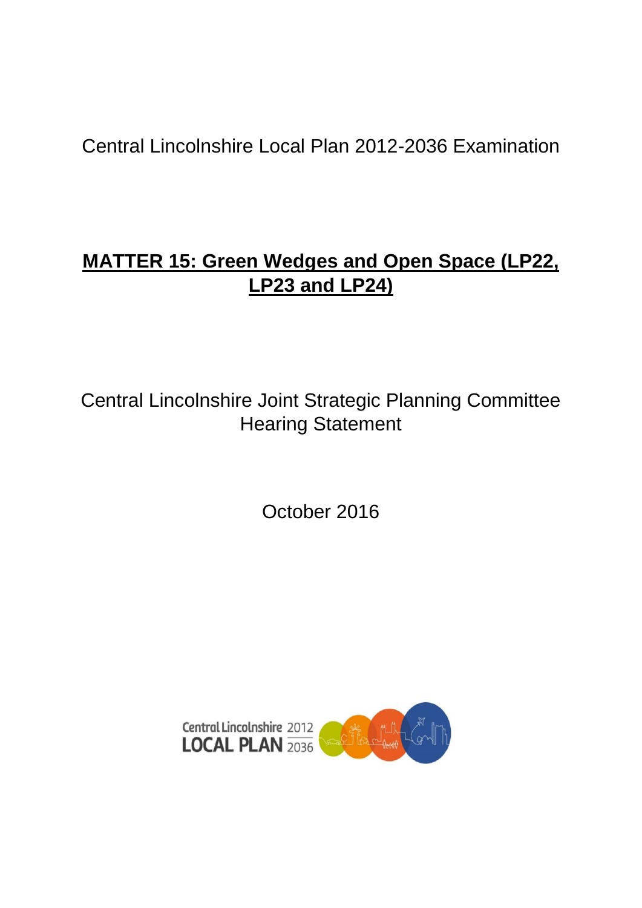Central Lincolnshire Local Plan 2012-2036 Examination

# MATTER 15: Green Wedges and Open Space (LP22, LP23 and LP24)

Central Lincolnshire Joint Strategic Planning Committee
Hearing Statement

October 2016

Central Lincolnshire 2012
LOCAL PLAN 2036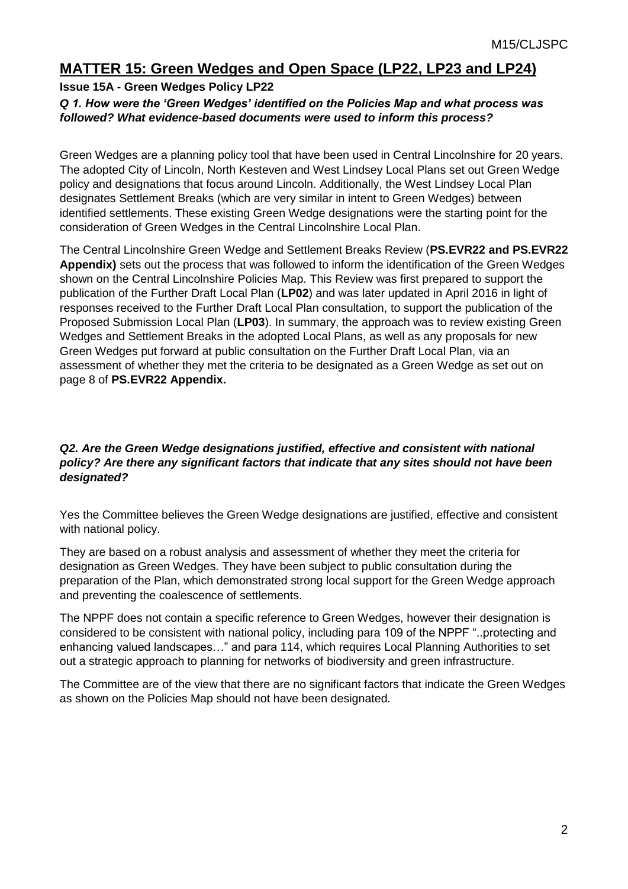## MATTER 15: Green Wedges and Open Space (LP22, LP23 and LP24)

**Issue 15A - Green Wedges Policy LP22**

***Q 1. How were the 'Green Wedges' identified on the Policies Map and what process was followed? What evidence-based documents were used to inform this process?***

Green Wedges are a planning policy tool that have been used in Central Lincolnshire for 20 years. The adopted City of Lincoln, North Kesteven and West Lindsey Local Plans set out Green Wedge policy and designations that focus around Lincoln. Additionally, the West Lindsey Local Plan designates Settlement Breaks (which are very similar in intent to Green Wedges) between identified settlements. These existing Green Wedge designations were the starting point for the consideration of Green Wedges in the Central Lincolnshire Local Plan.

The Central Lincolnshire Green Wedge and Settlement Breaks Review (**PS.EVR22 and PS.EVR22 Appendix)** sets out the process that was followed to inform the identification of the Green Wedges shown on the Central Lincolnshire Policies Map. This Review was first prepared to support the publication of the Further Draft Local Plan (**LP02**) and was later updated in April 2016 in light of responses received to the Further Draft Local Plan consultation, to support the publication of the Proposed Submission Local Plan (**LP03**). In summary, the approach was to review existing Green Wedges and Settlement Breaks in the adopted Local Plans, as well as any proposals for new Green Wedges put forward at public consultation on the Further Draft Local Plan, via an assessment of whether they met the criteria to be designated as a Green Wedge as set out on page 8 of **PS.EVR22 Appendix.**

***Q2. Are the Green Wedge designations justified, effective and consistent with national policy? Are there any significant factors that indicate that any sites should not have been designated?***

Yes the Committee believes the Green Wedge designations are justified, effective and consistent with national policy.

They are based on a robust analysis and assessment of whether they meet the criteria for designation as Green Wedges. They have been subject to public consultation during the preparation of the Plan, which demonstrated strong local support for the Green Wedge approach and preventing the coalescence of settlements.

The NPPF does not contain a specific reference to Green Wedges, however their designation is considered to be consistent with national policy, including para 109 of the NPPF "..protecting and enhancing valued landscapes…" and para 114, which requires Local Planning Authorities to set out a strategic approach to planning for networks of biodiversity and green infrastructure.

The Committee are of the view that there are no significant factors that indicate the Green Wedges as shown on the Policies Map should not have been designated.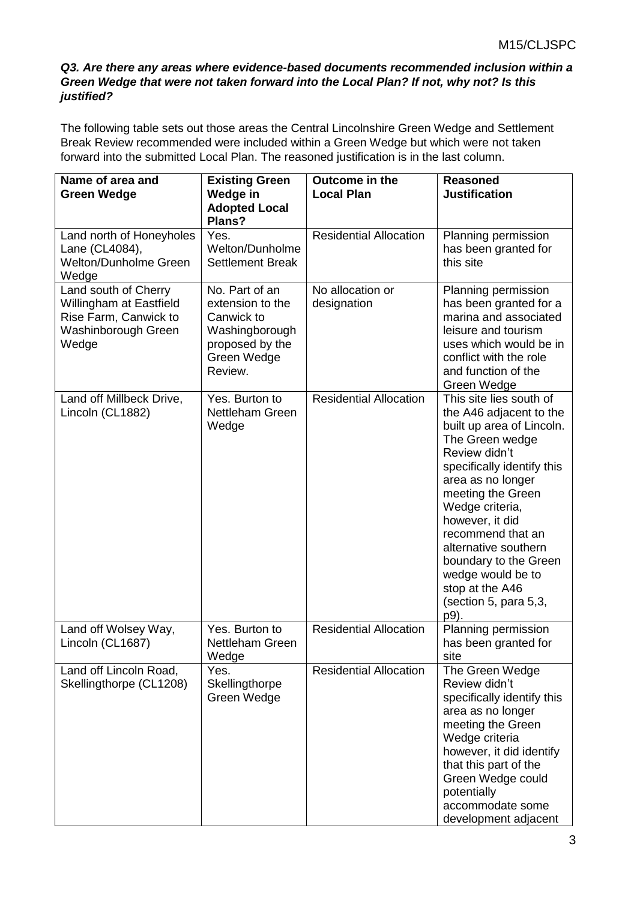***Q3. Are there any areas where evidence-based documents recommended inclusion within a Green Wedge that were not taken forward into the Local Plan? If not, why not? Is this justified?***

The following table sets out those areas the Central Lincolnshire Green Wedge and Settlement Break Review recommended were included within a Green Wedge but which were not taken forward into the submitted Local Plan. The reasoned justification is in the last column.

| Name of area and Green Wedge | Existing Green Wedge in Adopted Local Plans? | Outcome in the Local Plan | Reasoned Justification |
|---|---|---|---|
| Land north of Honeyholes Lane (CL4084), Welton/Dunholme Green Wedge | Yes. Welton/Dunholme Settlement Break | Residential Allocation | Planning permission has been granted for this site |
| Land south of Cherry Willingham at Eastfield Rise Farm, Canwick to Washinborough Green Wedge | No. Part of an extension to the Canwick to Washingborough proposed by the Green Wedge Review. | No allocation or designation | Planning permission has been granted for a marina and associated leisure and tourism uses which would be in conflict with the role and function of the Green Wedge |
| Land off Millbeck Drive, Lincoln (CL1882) | Yes. Burton to Nettleham Green Wedge | Residential Allocation | This site lies south of the A46 adjacent to the built up area of Lincoln. The Green wedge Review didn't specifically identify this area as no longer meeting the Green Wedge criteria, however, it did recommend that an alternative southern boundary to the Green wedge would be to stop at the A46 (section 5, para 5,3, p9). |
| Land off Wolsey Way, Lincoln (CL1687) | Yes. Burton to Nettleham Green Wedge | Residential Allocation | Planning permission has been granted for site |
| Land off Lincoln Road, Skellingthorpe (CL1208) | Yes. Skellingthorpe Green Wedge | Residential Allocation | The Green Wedge Review didn't specifically identify this area as no longer meeting the Green Wedge criteria however, it did identify that this part of the Green Wedge could potentially accommodate some development adjacent |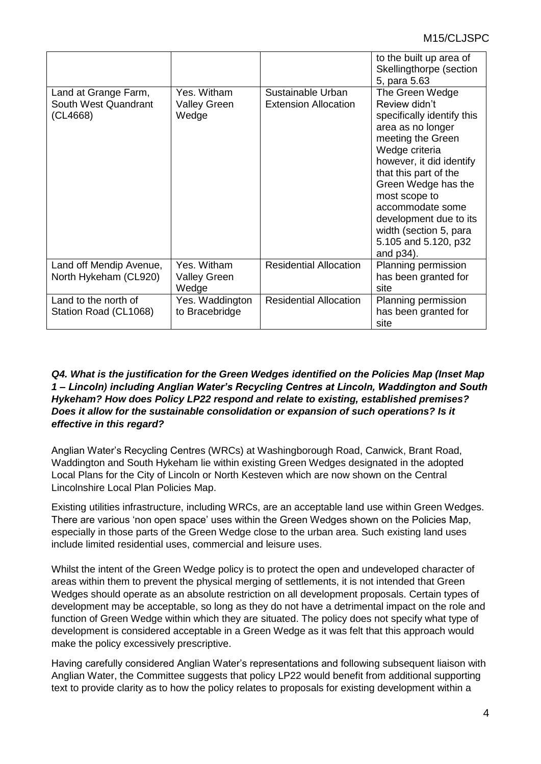|  |  |  | to the built up area of Skellingthorpe (section 5, para 5.63 |
|---|---|---|---|
| Land at Grange Farm, South West Quandrant (CL4668) | Yes. Witham Valley Green Wedge | Sustainable Urban Extension Allocation | The Green Wedge Review didn't specifically identify this area as no longer meeting the Green Wedge criteria however, it did identify that this part of the Green Wedge has the most scope to accommodate some development due to its width (section 5, para 5.105 and 5.120, p32 and p34). |
| Land off Mendip Avenue, North Hykeham (CL920) | Yes. Witham Valley Green Wedge | Residential Allocation | Planning permission has been granted for site |
| Land to the north of Station Road (CL1068) | Yes. Waddington to Bracebridge | Residential Allocation | Planning permission has been granted for site |

***Q4. What is the justification for the Green Wedges identified on the Policies Map (Inset Map 1 – Lincoln) including Anglian Water's Recycling Centres at Lincoln, Waddington and South Hykeham? How does Policy LP22 respond and relate to existing, established premises? Does it allow for the sustainable consolidation or expansion of such operations? Is it effective in this regard?***

Anglian Water's Recycling Centres (WRCs) at Washingborough Road, Canwick, Brant Road, Waddington and South Hykeham lie within existing Green Wedges designated in the adopted Local Plans for the City of Lincoln or North Kesteven which are now shown on the Central Lincolnshire Local Plan Policies Map.

Existing utilities infrastructure, including WRCs, are an acceptable land use within Green Wedges. There are various 'non open space' uses within the Green Wedges shown on the Policies Map, especially in those parts of the Green Wedge close to the urban area. Such existing land uses include limited residential uses, commercial and leisure uses.

Whilst the intent of the Green Wedge policy is to protect the open and undeveloped character of areas within them to prevent the physical merging of settlements, it is not intended that Green Wedges should operate as an absolute restriction on all development proposals. Certain types of development may be acceptable, so long as they do not have a detrimental impact on the role and function of Green Wedge within which they are situated. The policy does not specify what type of development is considered acceptable in a Green Wedge as it was felt that this approach would make the policy excessively prescriptive.

Having carefully considered Anglian Water's representations and following subsequent liaison with Anglian Water, the Committee suggests that policy LP22 would benefit from additional supporting text to provide clarity as to how the policy relates to proposals for existing development within a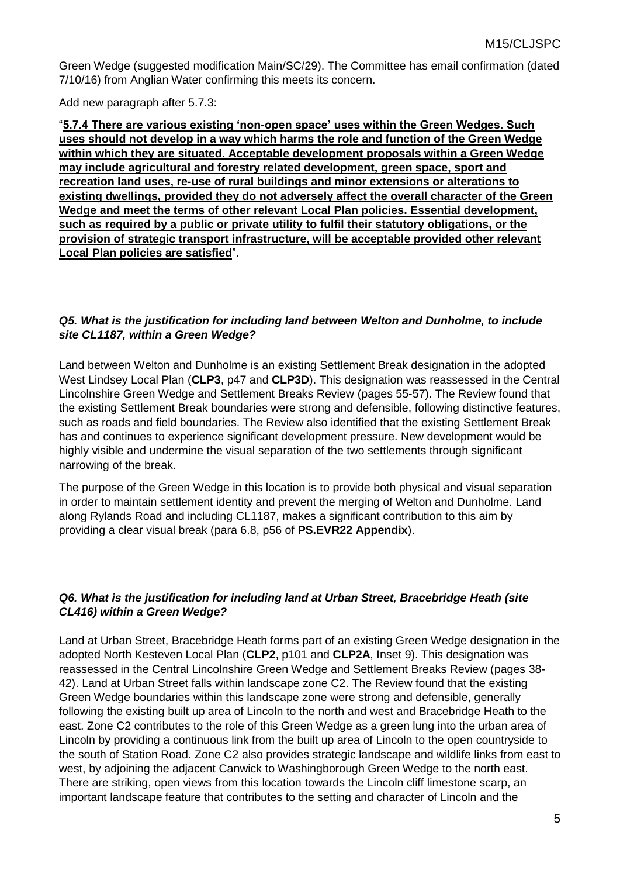Green Wedge (suggested modification Main/SC/29). The Committee has email confirmation (dated 7/10/16) from Anglian Water confirming this meets its concern.

Add new paragraph after 5.7.3:

"**5.7.4 There are various existing 'non-open space' uses within the Green Wedges. Such uses should not develop in a way which harms the role and function of the Green Wedge within which they are situated. Acceptable development proposals within a Green Wedge may include agricultural and forestry related development, green space, sport and recreation land uses, re-use of rural buildings and minor extensions or alterations to existing dwellings, provided they do not adversely affect the overall character of the Green Wedge and meet the terms of other relevant Local Plan policies. Essential development, such as required by a public or private utility to fulfil their statutory obligations, or the provision of strategic transport infrastructure, will be acceptable provided other relevant Local Plan policies are satisfied**".

### *Q5. What is the justification for including land between Welton and Dunholme, to include site CL1187, within a Green Wedge?*

Land between Welton and Dunholme is an existing Settlement Break designation in the adopted West Lindsey Local Plan (**CLP3**, p47 and **CLP3D**). This designation was reassessed in the Central Lincolnshire Green Wedge and Settlement Breaks Review (pages 55-57). The Review found that the existing Settlement Break boundaries were strong and defensible, following distinctive features, such as roads and field boundaries. The Review also identified that the existing Settlement Break has and continues to experience significant development pressure. New development would be highly visible and undermine the visual separation of the two settlements through significant narrowing of the break.

The purpose of the Green Wedge in this location is to provide both physical and visual separation in order to maintain settlement identity and prevent the merging of Welton and Dunholme. Land along Rylands Road and including CL1187, makes a significant contribution to this aim by providing a clear visual break (para 6.8, p56 of **PS.EVR22 Appendix**).

### *Q6. What is the justification for including land at Urban Street, Bracebridge Heath (site CL416) within a Green Wedge?*

Land at Urban Street, Bracebridge Heath forms part of an existing Green Wedge designation in the adopted North Kesteven Local Plan (**CLP2**, p101 and **CLP2A**, Inset 9). This designation was reassessed in the Central Lincolnshire Green Wedge and Settlement Breaks Review (pages 38-42). Land at Urban Street falls within landscape zone C2. The Review found that the existing Green Wedge boundaries within this landscape zone were strong and defensible, generally following the existing built up area of Lincoln to the north and west and Bracebridge Heath to the east. Zone C2 contributes to the role of this Green Wedge as a green lung into the urban area of Lincoln by providing a continuous link from the built up area of Lincoln to the open countryside to the south of Station Road. Zone C2 also provides strategic landscape and wildlife links from east to west, by adjoining the adjacent Canwick to Washingborough Green Wedge to the north east. There are striking, open views from this location towards the Lincoln cliff limestone scarp, an important landscape feature that contributes to the setting and character of Lincoln and the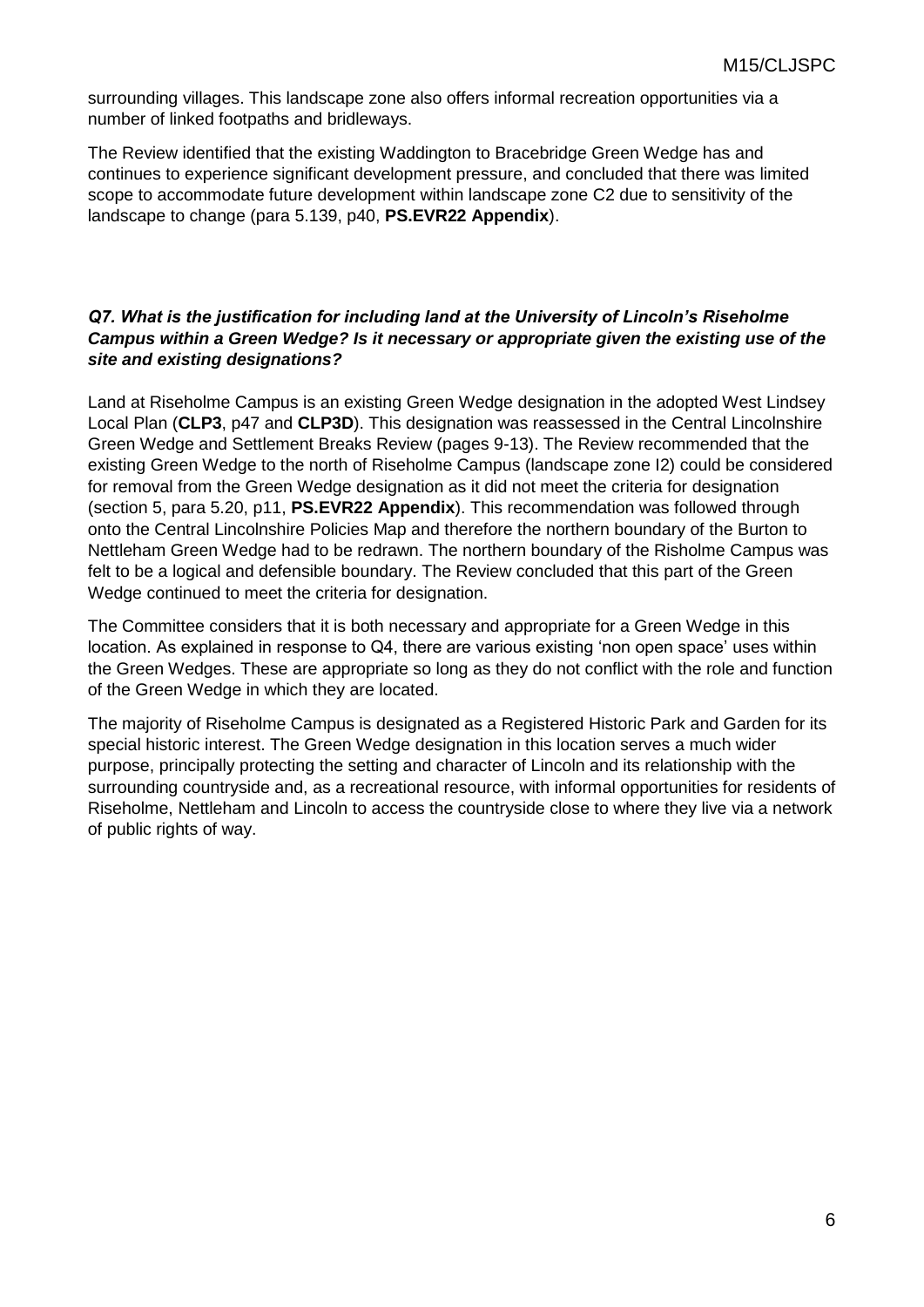surrounding villages. This landscape zone also offers informal recreation opportunities via a number of linked footpaths and bridleways.

The Review identified that the existing Waddington to Bracebridge Green Wedge has and continues to experience significant development pressure, and concluded that there was limited scope to accommodate future development within landscape zone C2 due to sensitivity of the landscape to change (para 5.139, p40, **PS.EVR22 Appendix**).

***Q7. What is the justification for including land at the University of Lincoln's Riseholme Campus within a Green Wedge? Is it necessary or appropriate given the existing use of the site and existing designations?***

Land at Riseholme Campus is an existing Green Wedge designation in the adopted West Lindsey Local Plan (**CLP3**, p47 and **CLP3D**). This designation was reassessed in the Central Lincolnshire Green Wedge and Settlement Breaks Review (pages 9-13). The Review recommended that the existing Green Wedge to the north of Riseholme Campus (landscape zone I2) could be considered for removal from the Green Wedge designation as it did not meet the criteria for designation (section 5, para 5.20, p11, **PS.EVR22 Appendix**). This recommendation was followed through onto the Central Lincolnshire Policies Map and therefore the northern boundary of the Burton to Nettleham Green Wedge had to be redrawn. The northern boundary of the Risholme Campus was felt to be a logical and defensible boundary. The Review concluded that this part of the Green Wedge continued to meet the criteria for designation.

The Committee considers that it is both necessary and appropriate for a Green Wedge in this location. As explained in response to Q4, there are various existing 'non open space' uses within the Green Wedges. These are appropriate so long as they do not conflict with the role and function of the Green Wedge in which they are located.

The majority of Riseholme Campus is designated as a Registered Historic Park and Garden for its special historic interest. The Green Wedge designation in this location serves a much wider purpose, principally protecting the setting and character of Lincoln and its relationship with the surrounding countryside and, as a recreational resource, with informal opportunities for residents of Riseholme, Nettleham and Lincoln to access the countryside close to where they live via a network of public rights of way.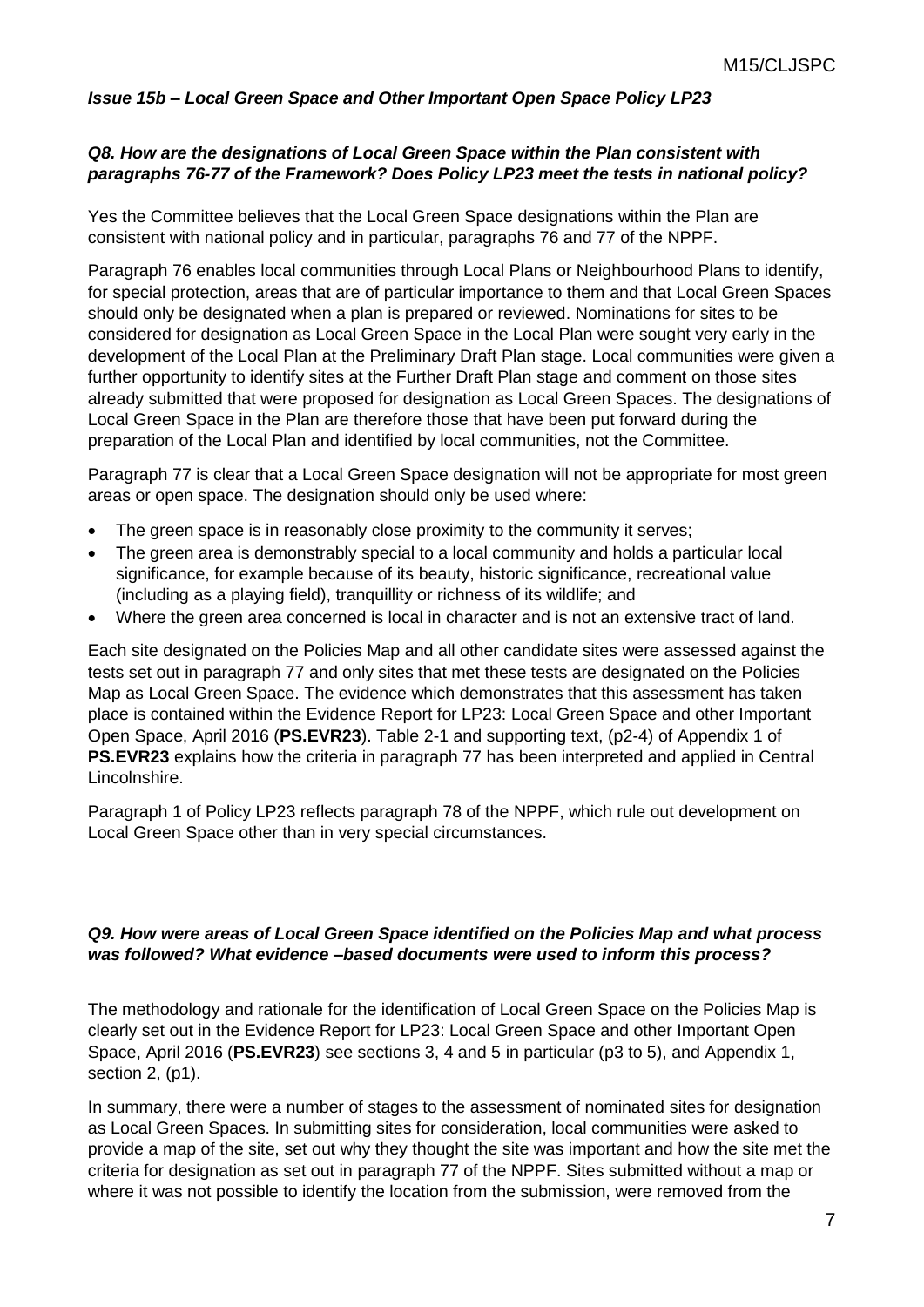### *Issue 15b – Local Green Space and Other Important Open Space Policy LP23*

***Q8. How are the designations of Local Green Space within the Plan consistent with paragraphs 76-77 of the Framework? Does Policy LP23 meet the tests in national policy?***

Yes the Committee believes that the Local Green Space designations within the Plan are consistent with national policy and in particular, paragraphs 76 and 77 of the NPPF.

Paragraph 76 enables local communities through Local Plans or Neighbourhood Plans to identify, for special protection, areas that are of particular importance to them and that Local Green Spaces should only be designated when a plan is prepared or reviewed. Nominations for sites to be considered for designation as Local Green Space in the Local Plan were sought very early in the development of the Local Plan at the Preliminary Draft Plan stage. Local communities were given a further opportunity to identify sites at the Further Draft Plan stage and comment on those sites already submitted that were proposed for designation as Local Green Spaces. The designations of Local Green Space in the Plan are therefore those that have been put forward during the preparation of the Local Plan and identified by local communities, not the Committee.

Paragraph 77 is clear that a Local Green Space designation will not be appropriate for most green areas or open space. The designation should only be used where:

- The green space is in reasonably close proximity to the community it serves;
- The green area is demonstrably special to a local community and holds a particular local significance, for example because of its beauty, historic significance, recreational value (including as a playing field), tranquillity or richness of its wildlife; and
- Where the green area concerned is local in character and is not an extensive tract of land.

Each site designated on the Policies Map and all other candidate sites were assessed against the tests set out in paragraph 77 and only sites that met these tests are designated on the Policies Map as Local Green Space. The evidence which demonstrates that this assessment has taken place is contained within the Evidence Report for LP23: Local Green Space and other Important Open Space, April 2016 (**PS.EVR23**). Table 2-1 and supporting text, (p2-4) of Appendix 1 of **PS.EVR23** explains how the criteria in paragraph 77 has been interpreted and applied in Central Lincolnshire.

Paragraph 1 of Policy LP23 reflects paragraph 78 of the NPPF, which rule out development on Local Green Space other than in very special circumstances.

***Q9. How were areas of Local Green Space identified on the Policies Map and what process was followed? What evidence –based documents were used to inform this process?***

The methodology and rationale for the identification of Local Green Space on the Policies Map is clearly set out in the Evidence Report for LP23: Local Green Space and other Important Open Space, April 2016 (**PS.EVR23**) see sections 3, 4 and 5 in particular (p3 to 5), and Appendix 1, section 2, (p1).

In summary, there were a number of stages to the assessment of nominated sites for designation as Local Green Spaces. In submitting sites for consideration, local communities were asked to provide a map of the site, set out why they thought the site was important and how the site met the criteria for designation as set out in paragraph 77 of the NPPF. Sites submitted without a map or where it was not possible to identify the location from the submission, were removed from the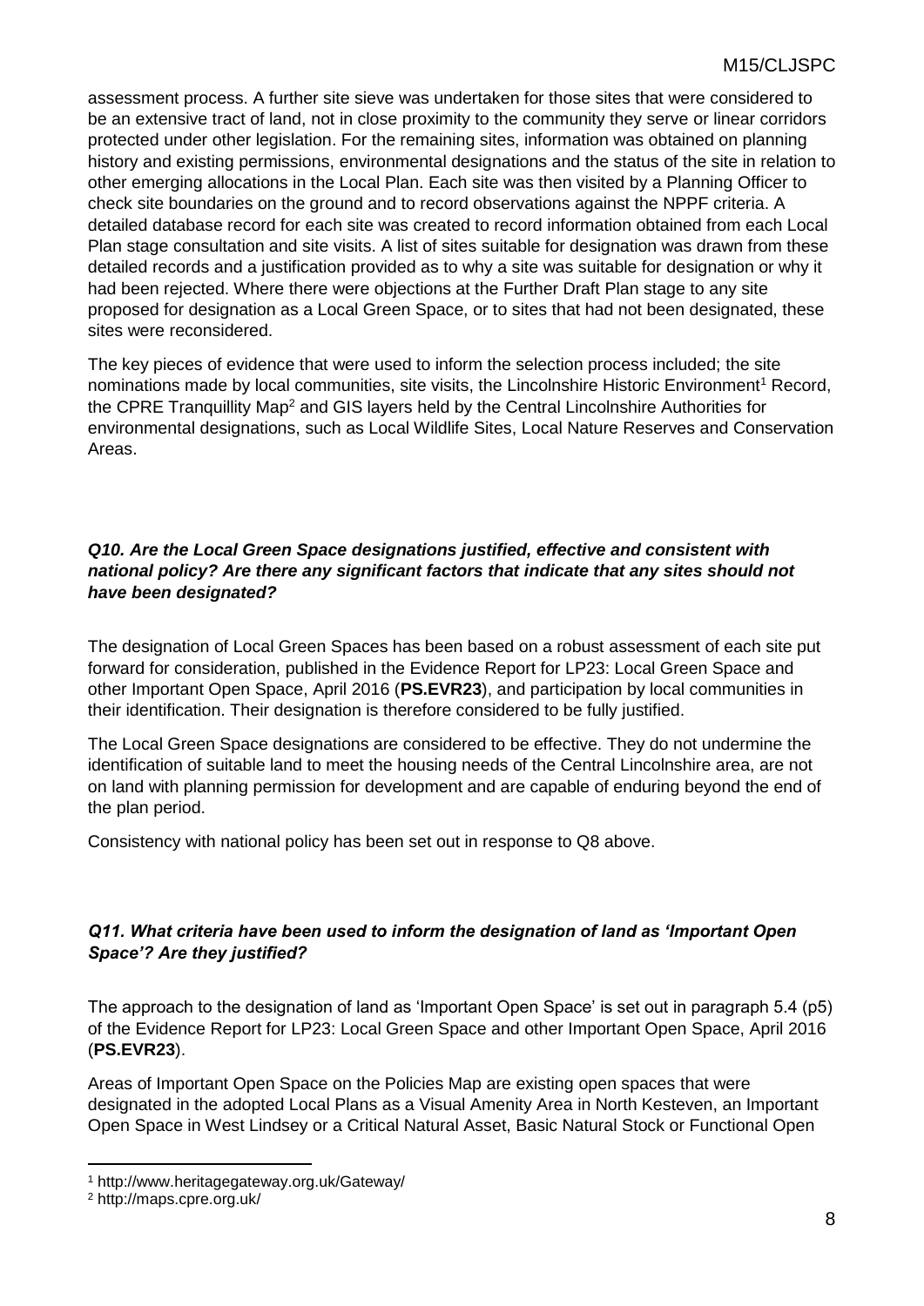assessment process. A further site sieve was undertaken for those sites that were considered to be an extensive tract of land, not in close proximity to the community they serve or linear corridors protected under other legislation. For the remaining sites, information was obtained on planning history and existing permissions, environmental designations and the status of the site in relation to other emerging allocations in the Local Plan. Each site was then visited by a Planning Officer to check site boundaries on the ground and to record observations against the NPPF criteria. A detailed database record for each site was created to record information obtained from each Local Plan stage consultation and site visits. A list of sites suitable for designation was drawn from these detailed records and a justification provided as to why a site was suitable for designation or why it had been rejected. Where there were objections at the Further Draft Plan stage to any site proposed for designation as a Local Green Space, or to sites that had not been designated, these sites were reconsidered.

The key pieces of evidence that were used to inform the selection process included; the site nominations made by local communities, site visits, the Lincolnshire Historic Environment[1] Record, the CPRE Tranquillity Map[2] and GIS layers held by the Central Lincolnshire Authorities for environmental designations, such as Local Wildlife Sites, Local Nature Reserves and Conservation Areas.

***Q10. Are the Local Green Space designations justified, effective and consistent with national policy? Are there any significant factors that indicate that any sites should not have been designated?***

The designation of Local Green Spaces has been based on a robust assessment of each site put forward for consideration, published in the Evidence Report for LP23: Local Green Space and other Important Open Space, April 2016 (**PS.EVR23**), and participation by local communities in their identification. Their designation is therefore considered to be fully justified.

The Local Green Space designations are considered to be effective. They do not undermine the identification of suitable land to meet the housing needs of the Central Lincolnshire area, are not on land with planning permission for development and are capable of enduring beyond the end of the plan period.

Consistency with national policy has been set out in response to Q8 above.

***Q11. What criteria have been used to inform the designation of land as 'Important Open Space'? Are they justified?***

The approach to the designation of land as 'Important Open Space' is set out in paragraph 5.4 (p5) of the Evidence Report for LP23: Local Green Space and other Important Open Space, April 2016 (**PS.EVR23**).

Areas of Important Open Space on the Policies Map are existing open spaces that were designated in the adopted Local Plans as a Visual Amenity Area in North Kesteven, an Important Open Space in West Lindsey or a Critical Natural Asset, Basic Natural Stock or Functional Open

[1] http://www.heritagegateway.org.uk/Gateway/

[2] http://maps.cpre.org.uk/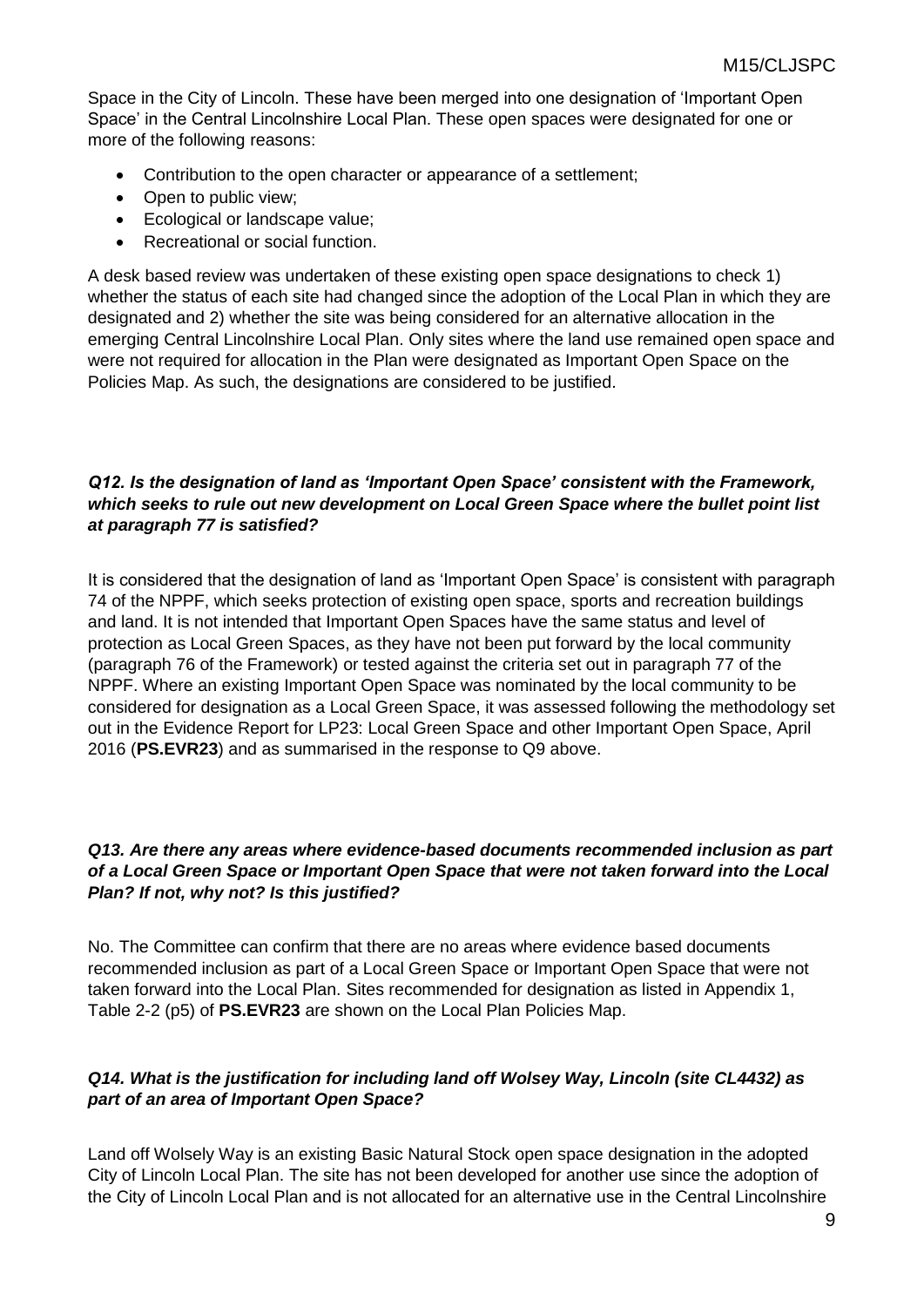Space in the City of Lincoln. These have been merged into one designation of 'Important Open Space' in the Central Lincolnshire Local Plan. These open spaces were designated for one or more of the following reasons:

- Contribution to the open character or appearance of a settlement;
- Open to public view;
- Ecological or landscape value;
- Recreational or social function.

A desk based review was undertaken of these existing open space designations to check 1) whether the status of each site had changed since the adoption of the Local Plan in which they are designated and 2) whether the site was being considered for an alternative allocation in the emerging Central Lincolnshire Local Plan. Only sites where the land use remained open space and were not required for allocation in the Plan were designated as Important Open Space on the Policies Map. As such, the designations are considered to be justified.

***Q12. Is the designation of land as 'Important Open Space' consistent with the Framework, which seeks to rule out new development on Local Green Space where the bullet point list at paragraph 77 is satisfied?***

It is considered that the designation of land as 'Important Open Space' is consistent with paragraph 74 of the NPPF, which seeks protection of existing open space, sports and recreation buildings and land. It is not intended that Important Open Spaces have the same status and level of protection as Local Green Spaces, as they have not been put forward by the local community (paragraph 76 of the Framework) or tested against the criteria set out in paragraph 77 of the NPPF. Where an existing Important Open Space was nominated by the local community to be considered for designation as a Local Green Space, it was assessed following the methodology set out in the Evidence Report for LP23: Local Green Space and other Important Open Space, April 2016 (**PS.EVR23**) and as summarised in the response to Q9 above.

***Q13. Are there any areas where evidence-based documents recommended inclusion as part of a Local Green Space or Important Open Space that were not taken forward into the Local Plan? If not, why not? Is this justified?***

No. The Committee can confirm that there are no areas where evidence based documents recommended inclusion as part of a Local Green Space or Important Open Space that were not taken forward into the Local Plan. Sites recommended for designation as listed in Appendix 1, Table 2-2 (p5) of **PS.EVR23** are shown on the Local Plan Policies Map.

***Q14. What is the justification for including land off Wolsey Way, Lincoln (site CL4432) as part of an area of Important Open Space?***

Land off Wolsely Way is an existing Basic Natural Stock open space designation in the adopted City of Lincoln Local Plan. The site has not been developed for another use since the adoption of the City of Lincoln Local Plan and is not allocated for an alternative use in the Central Lincolnshire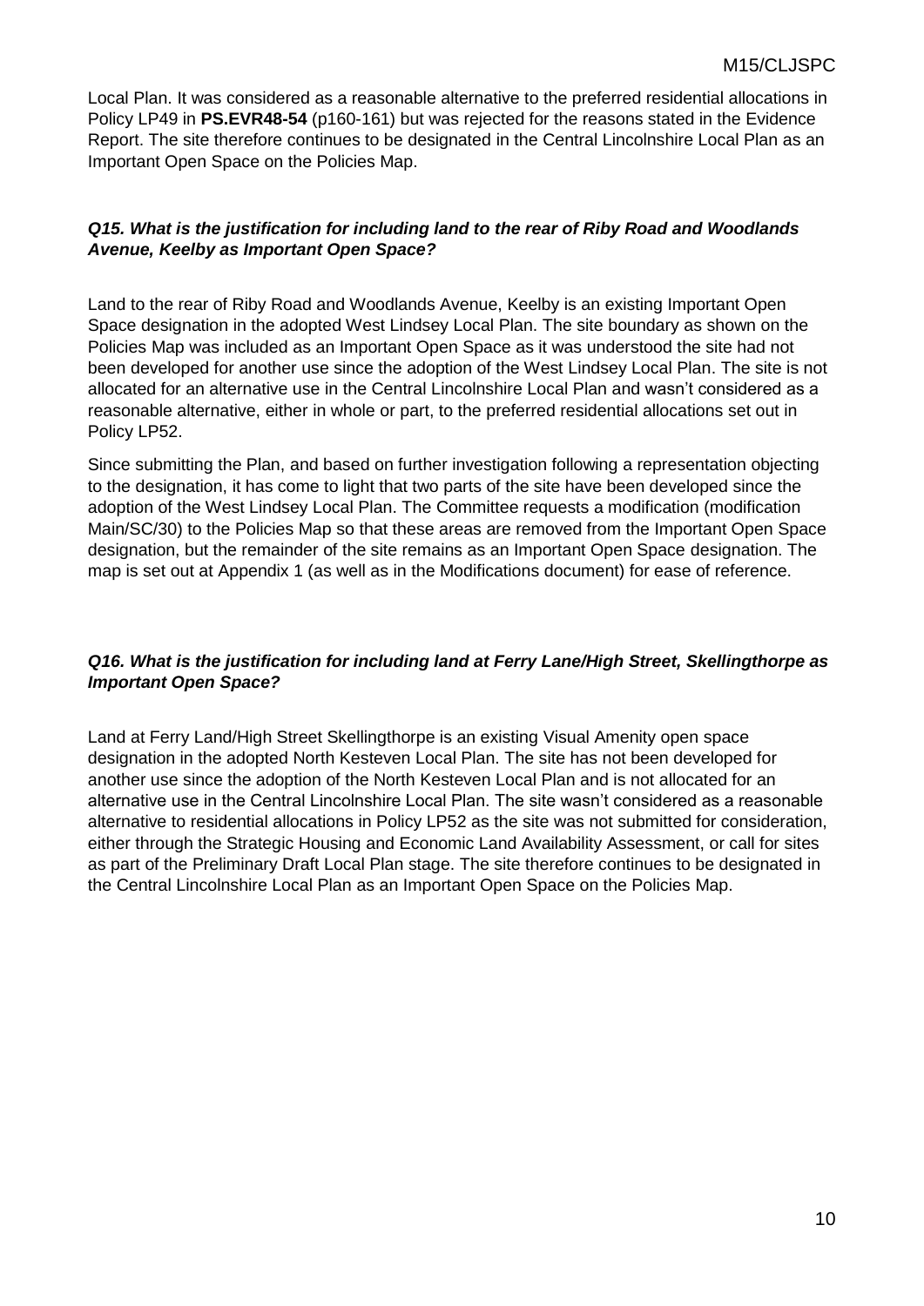Local Plan. It was considered as a reasonable alternative to the preferred residential allocations in Policy LP49 in **PS.EVR48-54** (p160-161) but was rejected for the reasons stated in the Evidence Report. The site therefore continues to be designated in the Central Lincolnshire Local Plan as an Important Open Space on the Policies Map.

***Q15. What is the justification for including land to the rear of Riby Road and Woodlands Avenue, Keelby as Important Open Space?***

Land to the rear of Riby Road and Woodlands Avenue, Keelby is an existing Important Open Space designation in the adopted West Lindsey Local Plan. The site boundary as shown on the Policies Map was included as an Important Open Space as it was understood the site had not been developed for another use since the adoption of the West Lindsey Local Plan. The site is not allocated for an alternative use in the Central Lincolnshire Local Plan and wasn't considered as a reasonable alternative, either in whole or part, to the preferred residential allocations set out in Policy LP52.

Since submitting the Plan, and based on further investigation following a representation objecting to the designation, it has come to light that two parts of the site have been developed since the adoption of the West Lindsey Local Plan. The Committee requests a modification (modification Main/SC/30) to the Policies Map so that these areas are removed from the Important Open Space designation, but the remainder of the site remains as an Important Open Space designation. The map is set out at Appendix 1 (as well as in the Modifications document) for ease of reference.

***Q16. What is the justification for including land at Ferry Lane/High Street, Skellingthorpe as Important Open Space?***

Land at Ferry Land/High Street Skellingthorpe is an existing Visual Amenity open space designation in the adopted North Kesteven Local Plan. The site has not been developed for another use since the adoption of the North Kesteven Local Plan and is not allocated for an alternative use in the Central Lincolnshire Local Plan. The site wasn't considered as a reasonable alternative to residential allocations in Policy LP52 as the site was not submitted for consideration, either through the Strategic Housing and Economic Land Availability Assessment, or call for sites as part of the Preliminary Draft Local Plan stage. The site therefore continues to be designated in the Central Lincolnshire Local Plan as an Important Open Space on the Policies Map.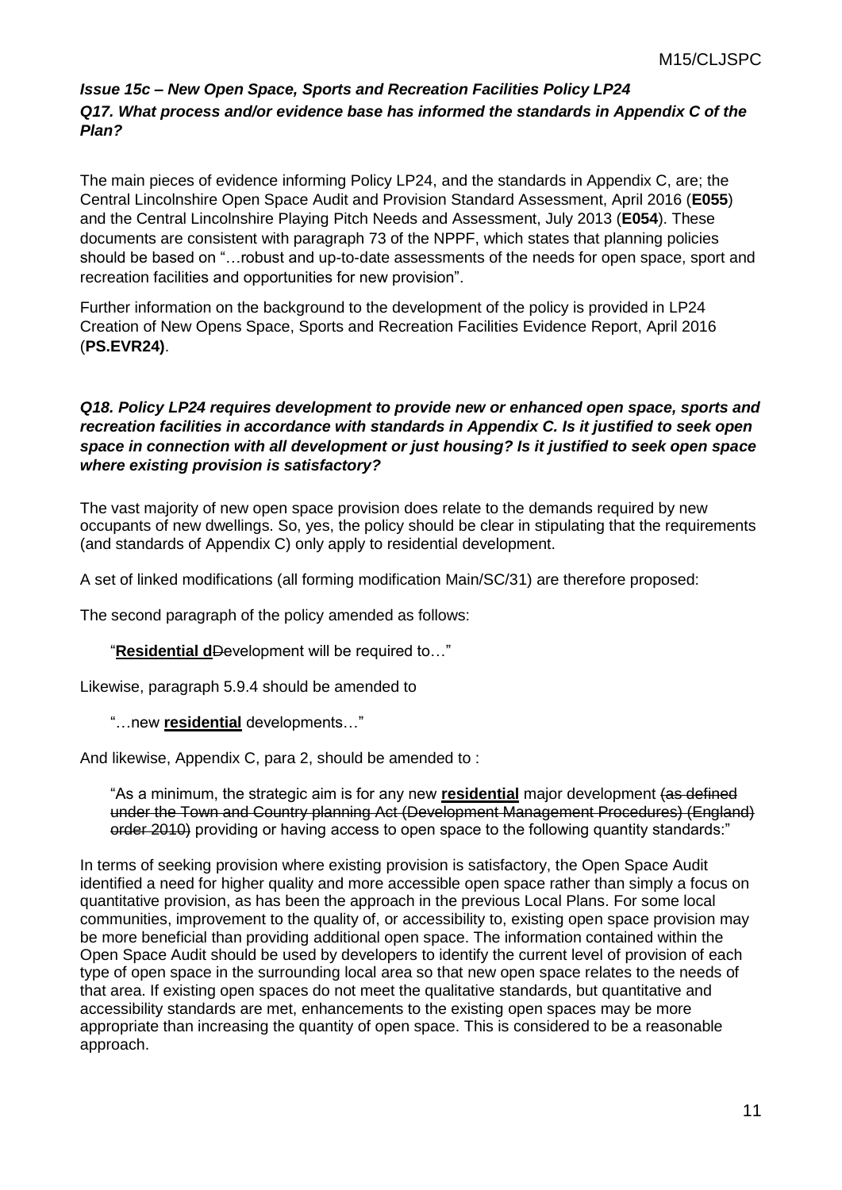### *Issue 15c – New Open Space, Sports and Recreation Facilities Policy LP24*

***Q17. What process and/or evidence base has informed the standards in Appendix C of the Plan?***

The main pieces of evidence informing Policy LP24, and the standards in Appendix C, are; the Central Lincolnshire Open Space Audit and Provision Standard Assessment, April 2016 (**E055**) and the Central Lincolnshire Playing Pitch Needs and Assessment, July 2013 (**E054**). These documents are consistent with paragraph 73 of the NPPF, which states that planning policies should be based on "…robust and up-to-date assessments of the needs for open space, sport and recreation facilities and opportunities for new provision".

Further information on the background to the development of the policy is provided in LP24 Creation of New Opens Space, Sports and Recreation Facilities Evidence Report, April 2016 (**PS.EVR24)**.

***Q18. Policy LP24 requires development to provide new or enhanced open space, sports and recreation facilities in accordance with standards in Appendix C. Is it justified to seek open space in connection with all development or just housing? Is it justified to seek open space where existing provision is satisfactory?***

The vast majority of new open space provision does relate to the demands required by new occupants of new dwellings. So, yes, the policy should be clear in stipulating that the requirements (and standards of Appendix C) only apply to residential development.

A set of linked modifications (all forming modification Main/SC/31) are therefore proposed:

The second paragraph of the policy amended as follows:

> "**Residential d**~~D~~evelopment will be required to…"

Likewise, paragraph 5.9.4 should be amended to

> "…new **residential** developments…"

And likewise, Appendix C, para 2, should be amended to :

> "As a minimum, the strategic aim is for any new **residential** major development ~~(as defined under the Town and Country planning Act (Development Management Procedures) (England) order 2010)~~ providing or having access to open space to the following quantity standards:"

In terms of seeking provision where existing provision is satisfactory, the Open Space Audit identified a need for higher quality and more accessible open space rather than simply a focus on quantitative provision, as has been the approach in the previous Local Plans. For some local communities, improvement to the quality of, or accessibility to, existing open space provision may be more beneficial than providing additional open space. The information contained within the Open Space Audit should be used by developers to identify the current level of provision of each type of open space in the surrounding local area so that new open space relates to the needs of that area. If existing open spaces do not meet the qualitative standards, but quantitative and accessibility standards are met, enhancements to the existing open spaces may be more appropriate than increasing the quantity of open space. This is considered to be a reasonable approach.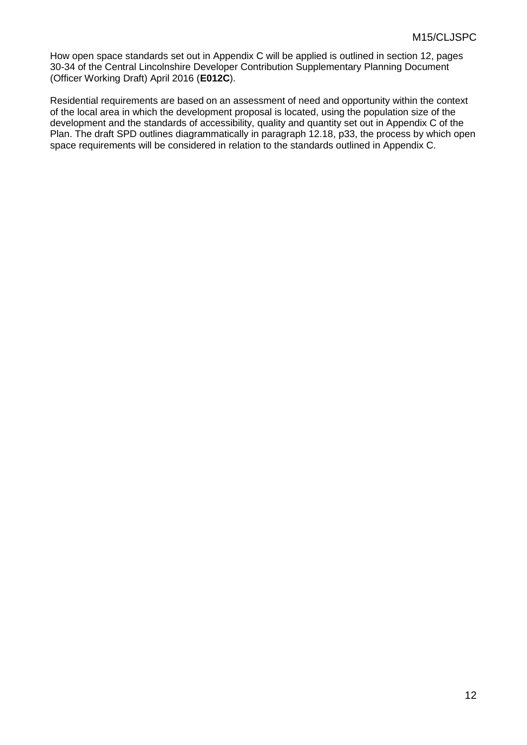How open space standards set out in Appendix C will be applied is outlined in section 12, pages 30-34 of the Central Lincolnshire Developer Contribution Supplementary Planning Document (Officer Working Draft) April 2016 (**E012C**).

Residential requirements are based on an assessment of need and opportunity within the context of the local area in which the development proposal is located, using the population size of the development and the standards of accessibility, quality and quantity set out in Appendix C of the Plan. The draft SPD outlines diagrammatically in paragraph 12.18, p33, the process by which open space requirements will be considered in relation to the standards outlined in Appendix C.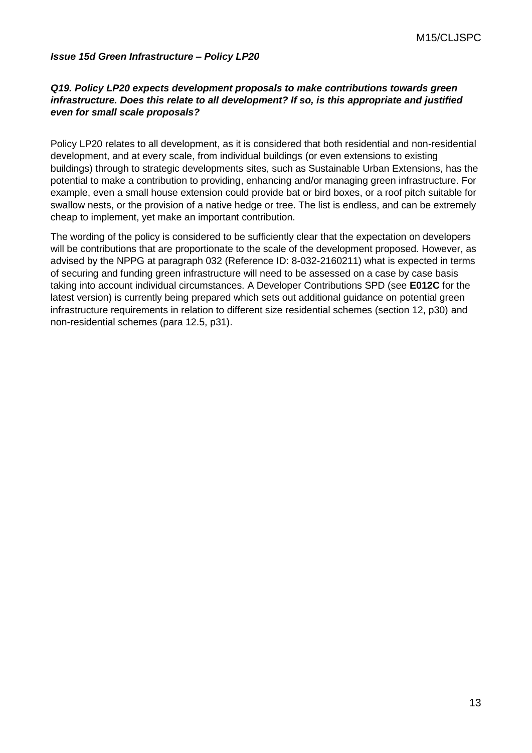***Issue 15d Green Infrastructure – Policy LP20***

***Q19. Policy LP20 expects development proposals to make contributions towards green infrastructure. Does this relate to all development? If so, is this appropriate and justified even for small scale proposals?***

Policy LP20 relates to all development, as it is considered that both residential and non-residential development, and at every scale, from individual buildings (or even extensions to existing buildings) through to strategic developments sites, such as Sustainable Urban Extensions, has the potential to make a contribution to providing, enhancing and/or managing green infrastructure. For example, even a small house extension could provide bat or bird boxes, or a roof pitch suitable for swallow nests, or the provision of a native hedge or tree. The list is endless, and can be extremely cheap to implement, yet make an important contribution.

The wording of the policy is considered to be sufficiently clear that the expectation on developers will be contributions that are proportionate to the scale of the development proposed. However, as advised by the NPPG at paragraph 032 (Reference ID: 8-032-2160211) what is expected in terms of securing and funding green infrastructure will need to be assessed on a case by case basis taking into account individual circumstances. A Developer Contributions SPD (see **E012C** for the latest version) is currently being prepared which sets out additional guidance on potential green infrastructure requirements in relation to different size residential schemes (section 12, p30) and non-residential schemes (para 12.5, p31).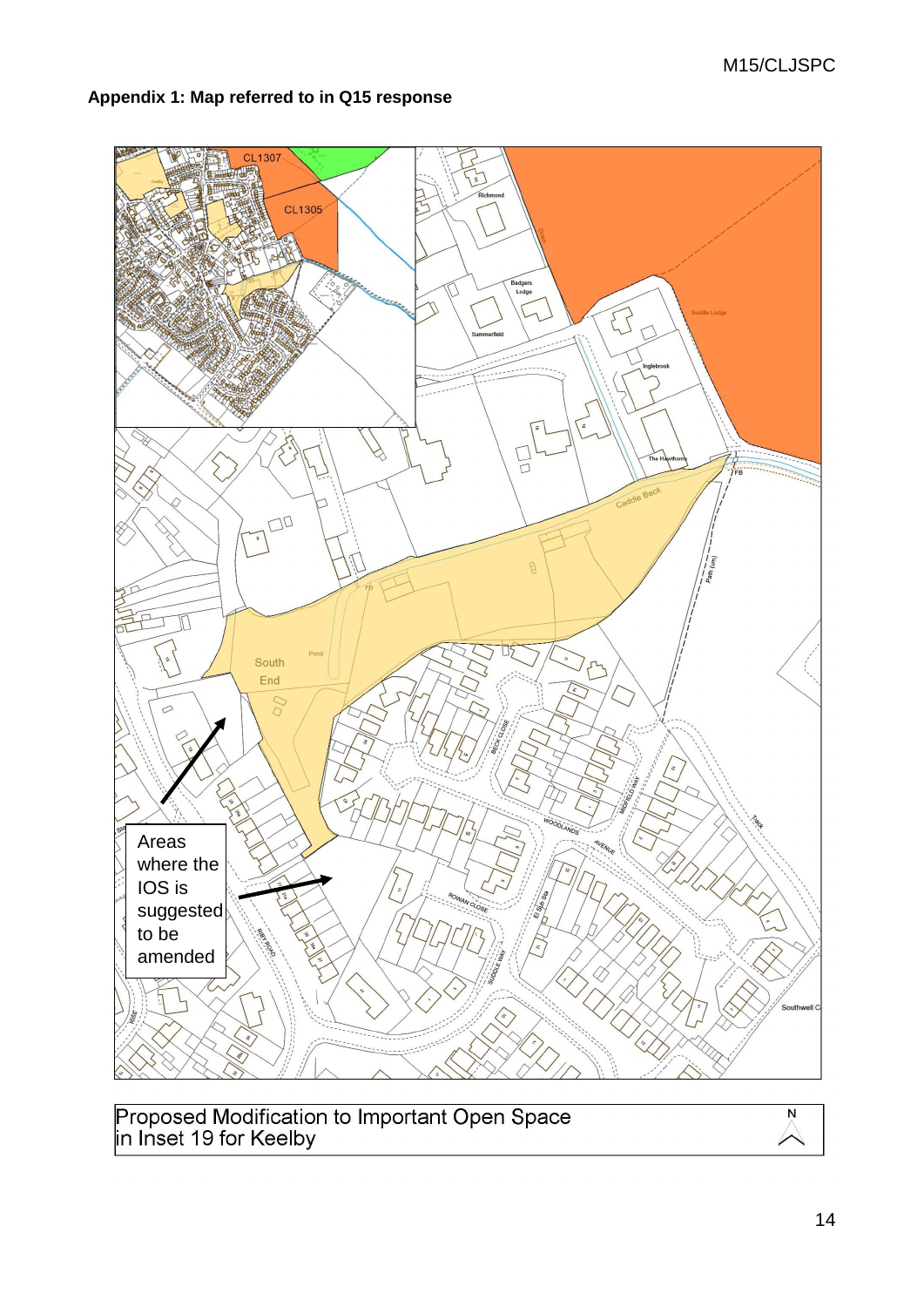**Appendix 1: Map referred to in Q15 response**

CL1307

CL1305

Richmond

Badgers Lodge

Summerfield

Saddle Lodge

Inglebrook

The Hawthorns

FB

Caddle Beck

Path (um)

FB

Pond

South End

Areas where the IOS is suggested to be amended

BECK CLOSE

MIDFIELD WAY

WOODLANDS AVENUE

Track

ROWAN CLOSE

RIBY ROAD

SADDLE WAY

Southwell C

Proposed Modification to Important Open Space in Inset 19 for Keelby

N